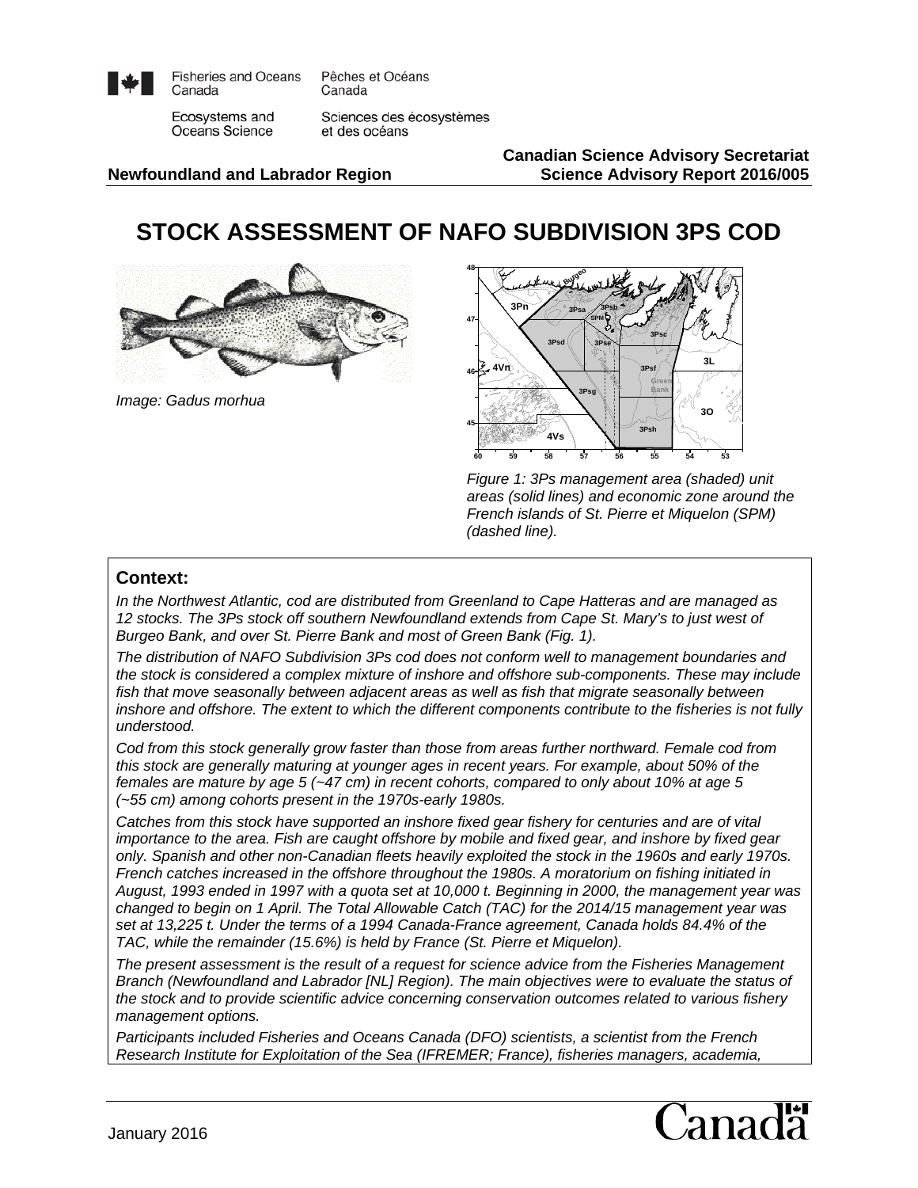Fisheries and Oceans Canada / Pêches et Océans Canada

Ecosystems and Oceans Science / Sciences des écosystèmes et des océans

**Newfoundland and Labrador Region**

**Canadian Science Advisory Secretariat Science Advisory Report 2016/005**

# STOCK ASSESSMENT OF NAFO SUBDIVISION 3PS COD

*Image: Gadus morhua*

*Figure 1: 3Ps management area (shaded) unit areas (solid lines) and economic zone around the French islands of St. Pierre et Miquelon (SPM) (dashed line).*

## Context:

*In the Northwest Atlantic, cod are distributed from Greenland to Cape Hatteras and are managed as 12 stocks. The 3Ps stock off southern Newfoundland extends from Cape St. Mary's to just west of Burgeo Bank, and over St. Pierre Bank and most of Green Bank (Fig. 1).*

*The distribution of NAFO Subdivision 3Ps cod does not conform well to management boundaries and the stock is considered a complex mixture of inshore and offshore sub-components. These may include fish that move seasonally between adjacent areas as well as fish that migrate seasonally between inshore and offshore. The extent to which the different components contribute to the fisheries is not fully understood.*

*Cod from this stock generally grow faster than those from areas further northward. Female cod from this stock are generally maturing at younger ages in recent years. For example, about 50% of the females are mature by age 5 (~47 cm) in recent cohorts, compared to only about 10% at age 5 (~55 cm) among cohorts present in the 1970s-early 1980s.*

*Catches from this stock have supported an inshore fixed gear fishery for centuries and are of vital importance to the area. Fish are caught offshore by mobile and fixed gear, and inshore by fixed gear only. Spanish and other non-Canadian fleets heavily exploited the stock in the 1960s and early 1970s. French catches increased in the offshore throughout the 1980s. A moratorium on fishing initiated in August, 1993 ended in 1997 with a quota set at 10,000 t. Beginning in 2000, the management year was changed to begin on 1 April. The Total Allowable Catch (TAC) for the 2014/15 management year was set at 13,225 t. Under the terms of a 1994 Canada-France agreement, Canada holds 84.4% of the TAC, while the remainder (15.6%) is held by France (St. Pierre et Miquelon).*

*The present assessment is the result of a request for science advice from the Fisheries Management Branch (Newfoundland and Labrador [NL] Region). The main objectives were to evaluate the status of the stock and to provide scientific advice concerning conservation outcomes related to various fishery management options.*

*Participants included Fisheries and Oceans Canada (DFO) scientists, a scientist from the French Research Institute for Exploitation of the Sea (IFREMER; France), fisheries managers, academia,*

January 2016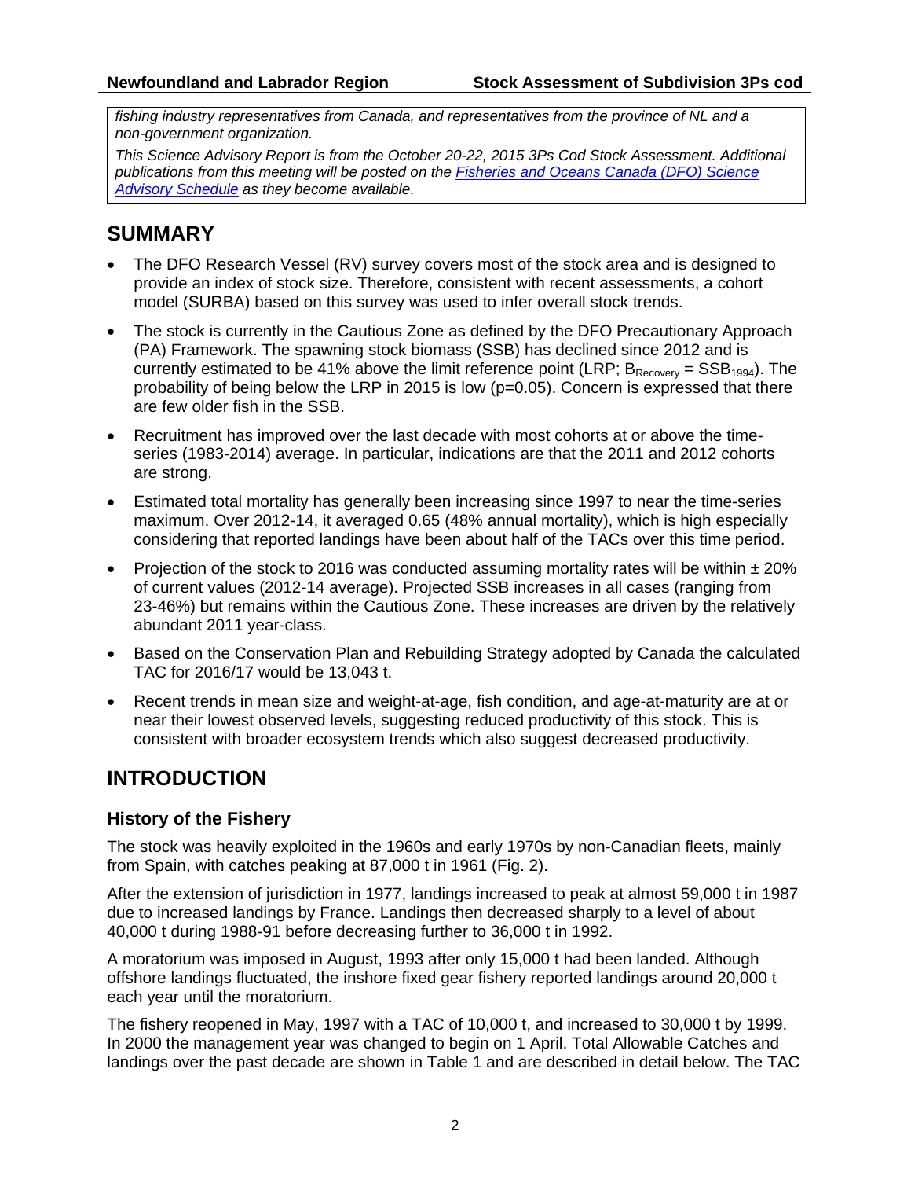*fishing industry representatives from Canada, and representatives from the province of NL and a non-government organization.*

*This Science Advisory Report is from the October 20-22, 2015 3Ps Cod Stock Assessment. Additional publications from this meeting will be posted on the Fisheries and Oceans Canada (DFO) Science Advisory Schedule as they become available.*

## SUMMARY

- The DFO Research Vessel (RV) survey covers most of the stock area and is designed to provide an index of stock size. Therefore, consistent with recent assessments, a cohort model (SURBA) based on this survey was used to infer overall stock trends.
- The stock is currently in the Cautious Zone as defined by the DFO Precautionary Approach (PA) Framework. The spawning stock biomass (SSB) has declined since 2012 and is currently estimated to be 41% above the limit reference point (LRP; $B_{Recovery} = SSB_{1994}$). The probability of being below the LRP in 2015 is low (p=0.05). Concern is expressed that there are few older fish in the SSB.
- Recruitment has improved over the last decade with most cohorts at or above the time-series (1983-2014) average. In particular, indications are that the 2011 and 2012 cohorts are strong.
- Estimated total mortality has generally been increasing since 1997 to near the time-series maximum. Over 2012-14, it averaged 0.65 (48% annual mortality), which is high especially considering that reported landings have been about half of the TACs over this time period.
- Projection of the stock to 2016 was conducted assuming mortality rates will be within ± 20% of current values (2012-14 average). Projected SSB increases in all cases (ranging from 23-46%) but remains within the Cautious Zone. These increases are driven by the relatively abundant 2011 year-class.
- Based on the Conservation Plan and Rebuilding Strategy adopted by Canada the calculated TAC for 2016/17 would be 13,043 t.
- Recent trends in mean size and weight-at-age, fish condition, and age-at-maturity are at or near their lowest observed levels, suggesting reduced productivity of this stock. This is consistent with broader ecosystem trends which also suggest decreased productivity.

## INTRODUCTION

### History of the Fishery

The stock was heavily exploited in the 1960s and early 1970s by non-Canadian fleets, mainly from Spain, with catches peaking at 87,000 t in 1961 (Fig. 2).

After the extension of jurisdiction in 1977, landings increased to peak at almost 59,000 t in 1987 due to increased landings by France. Landings then decreased sharply to a level of about 40,000 t during 1988-91 before decreasing further to 36,000 t in 1992.

A moratorium was imposed in August, 1993 after only 15,000 t had been landed. Although offshore landings fluctuated, the inshore fixed gear fishery reported landings around 20,000 t each year until the moratorium.

The fishery reopened in May, 1997 with a TAC of 10,000 t, and increased to 30,000 t by 1999. In 2000 the management year was changed to begin on 1 April. Total Allowable Catches and landings over the past decade are shown in Table 1 and are described in detail below. The TAC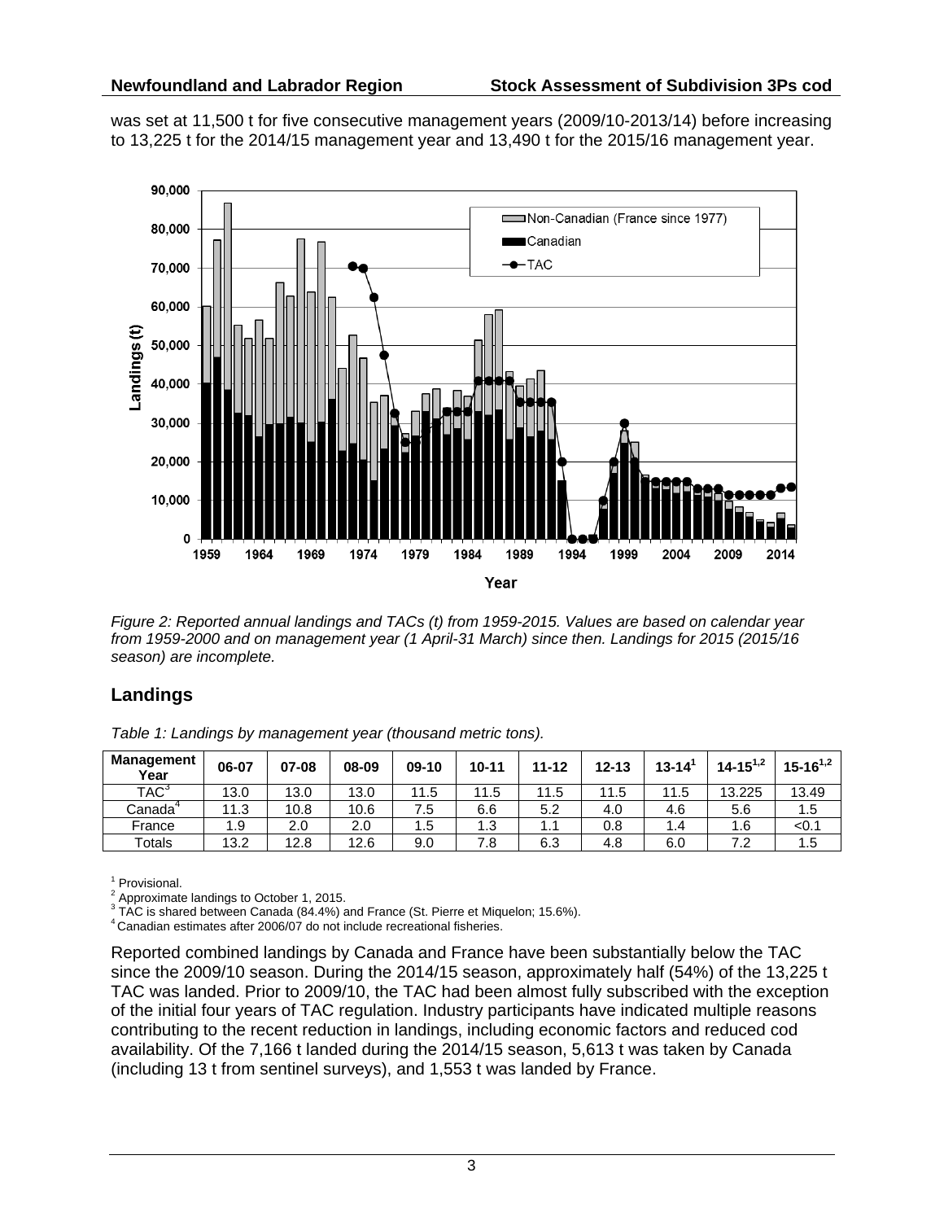was set at 11,500 t for five consecutive management years (2009/10-2013/14) before increasing to 13,225 t for the 2014/15 management year and 13,490 t for the 2015/16 management year.

*Figure 2: Reported annual landings and TACs (t) from 1959-2015. Values are based on calendar year from 1959-2000 and on management year (1 April-31 March) since then. Landings for 2015 (2015/16 season) are incomplete.*

## Landings

*Table 1: Landings by management year (thousand metric tons).*

| Management Year | 06-07 | 07-08 | 08-09 | 09-10 | 10-11 | 11-12 | 12-13 | 13-14[1] | 14-15[1,2] | 15-16[1,2] |
|---|---|---|---|---|---|---|---|---|---|---|
| TAC[3] | 13.0 | 13.0 | 13.0 | 11.5 | 11.5 | 11.5 | 11.5 | 11.5 | 13.225 | 13.49 |
| Canada[4] | 11.3 | 10.8 | 10.6 | 7.5 | 6.6 | 5.2 | 4.0 | 4.6 | 5.6 | 1.5 |
| France | 1.9 | 2.0 | 2.0 | 1.5 | 1.3 | 1.1 | 0.8 | 1.4 | 1.6 | <0.1 |
| Totals | 13.2 | 12.8 | 12.6 | 9.0 | 7.8 | 6.3 | 4.8 | 6.0 | 7.2 | 1.5 |

[1] Provisional.
[2] Approximate landings to October 1, 2015.
[3] TAC is shared between Canada (84.4%) and France (St. Pierre et Miquelon; 15.6%).
[4] Canadian estimates after 2006/07 do not include recreational fisheries.

Reported combined landings by Canada and France have been substantially below the TAC since the 2009/10 season. During the 2014/15 season, approximately half (54%) of the 13,225 t TAC was landed. Prior to 2009/10, the TAC had been almost fully subscribed with the exception of the initial four years of TAC regulation. Industry participants have indicated multiple reasons contributing to the recent reduction in landings, including economic factors and reduced cod availability. Of the 7,166 t landed during the 2014/15 season, 5,613 t was taken by Canada (including 13 t from sentinel surveys), and 1,553 t was landed by France.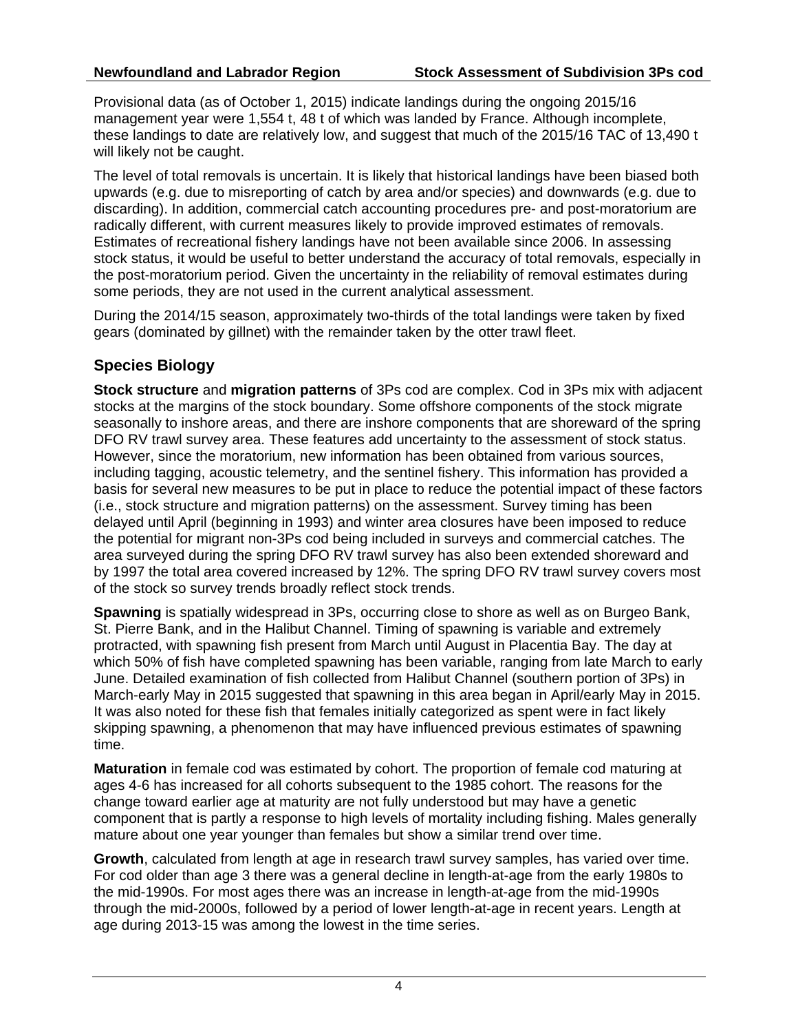Provisional data (as of October 1, 2015) indicate landings during the ongoing 2015/16 management year were 1,554 t, 48 t of which was landed by France. Although incomplete, these landings to date are relatively low, and suggest that much of the 2015/16 TAC of 13,490 t will likely not be caught.

The level of total removals is uncertain. It is likely that historical landings have been biased both upwards (e.g. due to misreporting of catch by area and/or species) and downwards (e.g. due to discarding). In addition, commercial catch accounting procedures pre- and post-moratorium are radically different, with current measures likely to provide improved estimates of removals. Estimates of recreational fishery landings have not been available since 2006. In assessing stock status, it would be useful to better understand the accuracy of total removals, especially in the post-moratorium period. Given the uncertainty in the reliability of removal estimates during some periods, they are not used in the current analytical assessment.

During the 2014/15 season, approximately two-thirds of the total landings were taken by fixed gears (dominated by gillnet) with the remainder taken by the otter trawl fleet.

## Species Biology

**Stock structure** and **migration patterns** of 3Ps cod are complex. Cod in 3Ps mix with adjacent stocks at the margins of the stock boundary. Some offshore components of the stock migrate seasonally to inshore areas, and there are inshore components that are shoreward of the spring DFO RV trawl survey area. These features add uncertainty to the assessment of stock status. However, since the moratorium, new information has been obtained from various sources, including tagging, acoustic telemetry, and the sentinel fishery. This information has provided a basis for several new measures to be put in place to reduce the potential impact of these factors (i.e., stock structure and migration patterns) on the assessment. Survey timing has been delayed until April (beginning in 1993) and winter area closures have been imposed to reduce the potential for migrant non-3Ps cod being included in surveys and commercial catches. The area surveyed during the spring DFO RV trawl survey has also been extended shoreward and by 1997 the total area covered increased by 12%. The spring DFO RV trawl survey covers most of the stock so survey trends broadly reflect stock trends.

**Spawning** is spatially widespread in 3Ps, occurring close to shore as well as on Burgeo Bank, St. Pierre Bank, and in the Halibut Channel. Timing of spawning is variable and extremely protracted, with spawning fish present from March until August in Placentia Bay. The day at which 50% of fish have completed spawning has been variable, ranging from late March to early June. Detailed examination of fish collected from Halibut Channel (southern portion of 3Ps) in March-early May in 2015 suggested that spawning in this area began in April/early May in 2015. It was also noted for these fish that females initially categorized as spent were in fact likely skipping spawning, a phenomenon that may have influenced previous estimates of spawning time.

**Maturation** in female cod was estimated by cohort. The proportion of female cod maturing at ages 4-6 has increased for all cohorts subsequent to the 1985 cohort. The reasons for the change toward earlier age at maturity are not fully understood but may have a genetic component that is partly a response to high levels of mortality including fishing. Males generally mature about one year younger than females but show a similar trend over time.

**Growth**, calculated from length at age in research trawl survey samples, has varied over time. For cod older than age 3 there was a general decline in length-at-age from the early 1980s to the mid-1990s. For most ages there was an increase in length-at-age from the mid-1990s through the mid-2000s, followed by a period of lower length-at-age in recent years. Length at age during 2013-15 was among the lowest in the time series.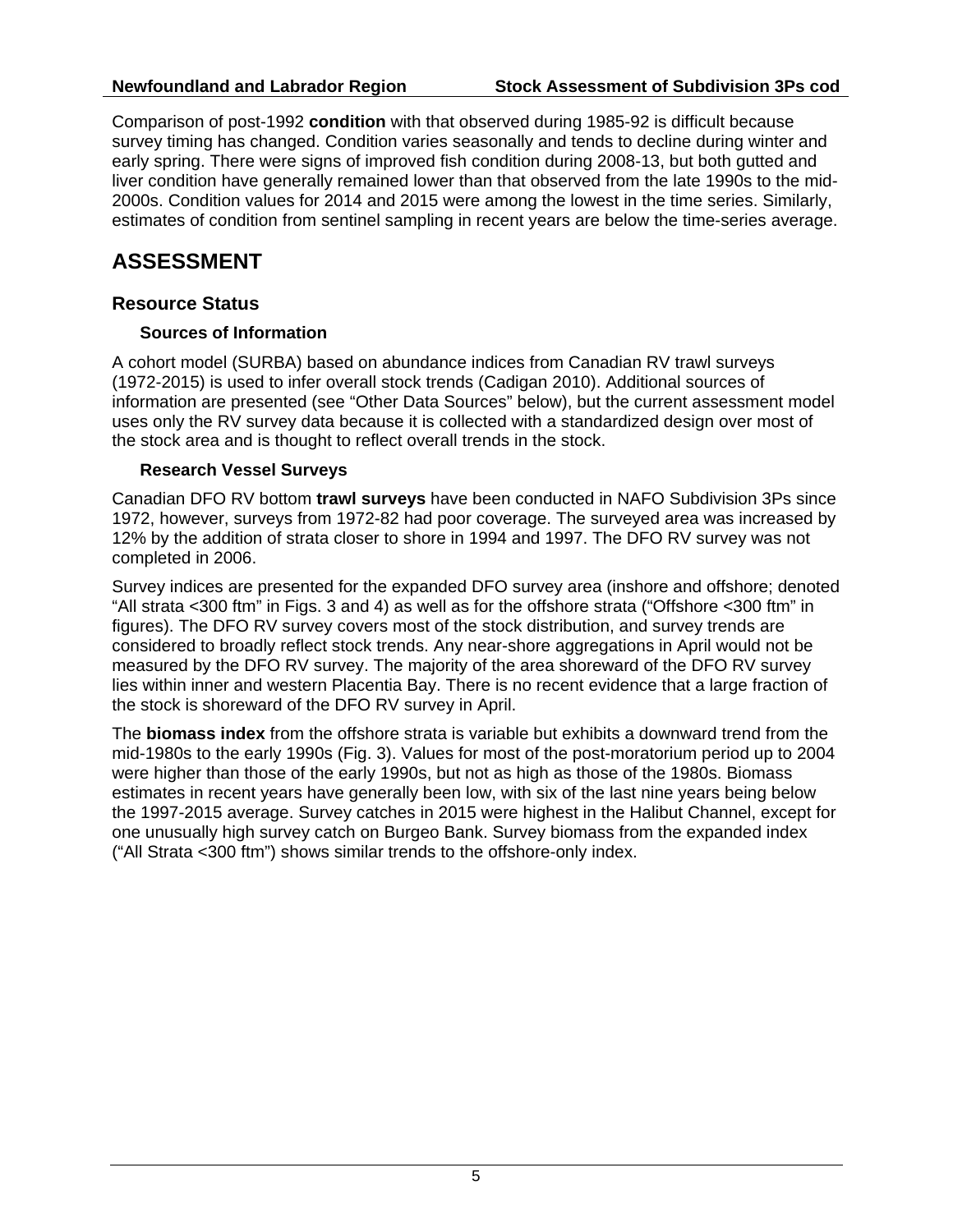Comparison of post-1992 **condition** with that observed during 1985-92 is difficult because survey timing has changed. Condition varies seasonally and tends to decline during winter and early spring. There were signs of improved fish condition during 2008-13, but both gutted and liver condition have generally remained lower than that observed from the late 1990s to the mid-2000s. Condition values for 2014 and 2015 were among the lowest in the time series. Similarly, estimates of condition from sentinel sampling in recent years are below the time-series average.

# ASSESSMENT

## Resource Status

### Sources of Information

A cohort model (SURBA) based on abundance indices from Canadian RV trawl surveys (1972-2015) is used to infer overall stock trends (Cadigan 2010). Additional sources of information are presented (see "Other Data Sources" below), but the current assessment model uses only the RV survey data because it is collected with a standardized design over most of the stock area and is thought to reflect overall trends in the stock.

### Research Vessel Surveys

Canadian DFO RV bottom **trawl surveys** have been conducted in NAFO Subdivision 3Ps since 1972, however, surveys from 1972-82 had poor coverage. The surveyed area was increased by 12% by the addition of strata closer to shore in 1994 and 1997. The DFO RV survey was not completed in 2006.

Survey indices are presented for the expanded DFO survey area (inshore and offshore; denoted "All strata <300 ftm" in Figs. 3 and 4) as well as for the offshore strata ("Offshore <300 ftm" in figures). The DFO RV survey covers most of the stock distribution, and survey trends are considered to broadly reflect stock trends. Any near-shore aggregations in April would not be measured by the DFO RV survey. The majority of the area shoreward of the DFO RV survey lies within inner and western Placentia Bay. There is no recent evidence that a large fraction of the stock is shoreward of the DFO RV survey in April.

The **biomass index** from the offshore strata is variable but exhibits a downward trend from the mid-1980s to the early 1990s (Fig. 3). Values for most of the post-moratorium period up to 2004 were higher than those of the early 1990s, but not as high as those of the 1980s. Biomass estimates in recent years have generally been low, with six of the last nine years being below the 1997-2015 average. Survey catches in 2015 were highest in the Halibut Channel, except for one unusually high survey catch on Burgeo Bank. Survey biomass from the expanded index ("All Strata <300 ftm") shows similar trends to the offshore-only index.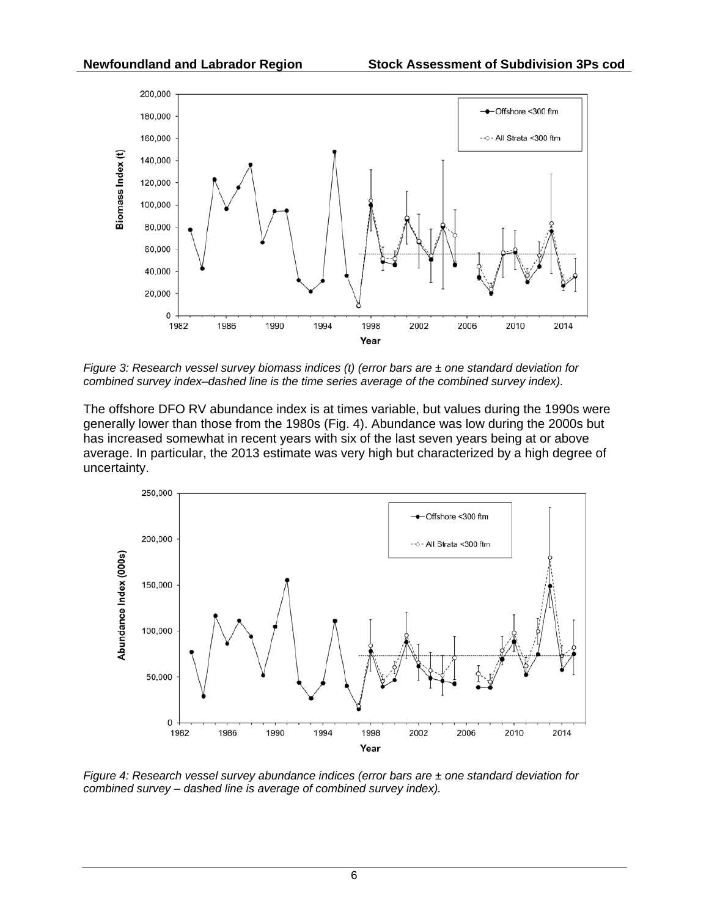*Figure 3: Research vessel survey biomass indices (t) (error bars are ± one standard deviation for combined survey index–dashed line is the time series average of the combined survey index).*

The offshore DFO RV abundance index is at times variable, but values during the 1990s were generally lower than those from the 1980s (Fig. 4). Abundance was low during the 2000s but has increased somewhat in recent years with six of the last seven years being at or above average. In particular, the 2013 estimate was very high but characterized by a high degree of uncertainty.

*Figure 4: Research vessel survey abundance indices (error bars are ± one standard deviation for combined survey – dashed line is average of combined survey index).*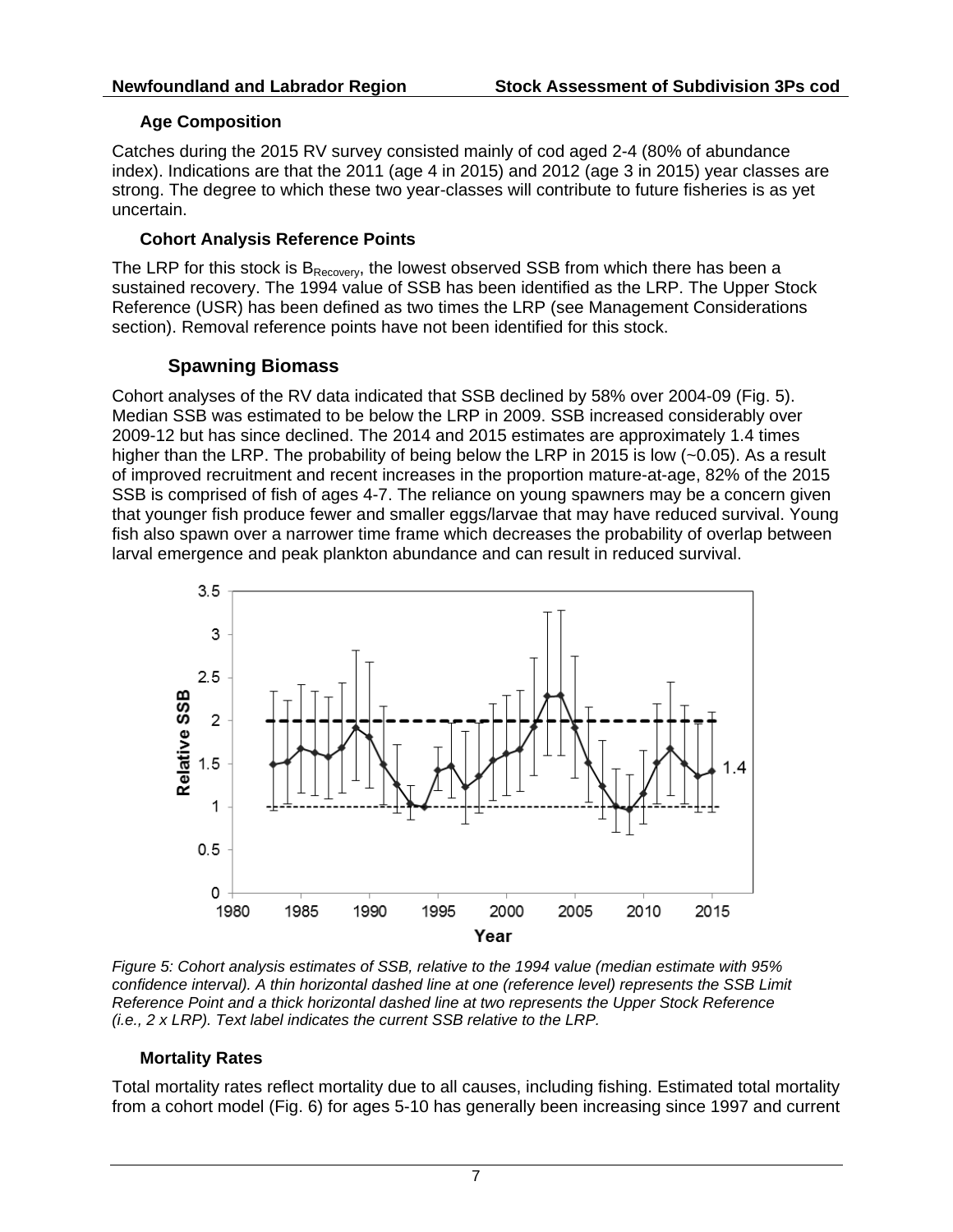### Age Composition

Catches during the 2015 RV survey consisted mainly of cod aged 2-4 (80% of abundance index). Indications are that the 2011 (age 4 in 2015) and 2012 (age 3 in 2015) year classes are strong. The degree to which these two year-classes will contribute to future fisheries is as yet uncertain.

### Cohort Analysis Reference Points

The LRP for this stock is $B_{Recovery}$, the lowest observed SSB from which there has been a sustained recovery. The 1994 value of SSB has been identified as the LRP. The Upper Stock Reference (USR) has been defined as two times the LRP (see Management Considerations section). Removal reference points have not been identified for this stock.

## Spawning Biomass

Cohort analyses of the RV data indicated that SSB declined by 58% over 2004-09 (Fig. 5). Median SSB was estimated to be below the LRP in 2009. SSB increased considerably over 2009-12 but has since declined. The 2014 and 2015 estimates are approximately 1.4 times higher than the LRP. The probability of being below the LRP in 2015 is low (~0.05). As a result of improved recruitment and recent increases in the proportion mature-at-age, 82% of the 2015 SSB is comprised of fish of ages 4-7. The reliance on young spawners may be a concern given that younger fish produce fewer and smaller eggs/larvae that may have reduced survival. Young fish also spawn over a narrower time frame which decreases the probability of overlap between larval emergence and peak plankton abundance and can result in reduced survival.

*Figure 5: Cohort analysis estimates of SSB, relative to the 1994 value (median estimate with 95% confidence interval). A thin horizontal dashed line at one (reference level) represents the SSB Limit Reference Point and a thick horizontal dashed line at two represents the Upper Stock Reference (i.e., 2 x LRP). Text label indicates the current SSB relative to the LRP.*

### Mortality Rates

Total mortality rates reflect mortality due to all causes, including fishing. Estimated total mortality from a cohort model (Fig. 6) for ages 5-10 has generally been increasing since 1997 and current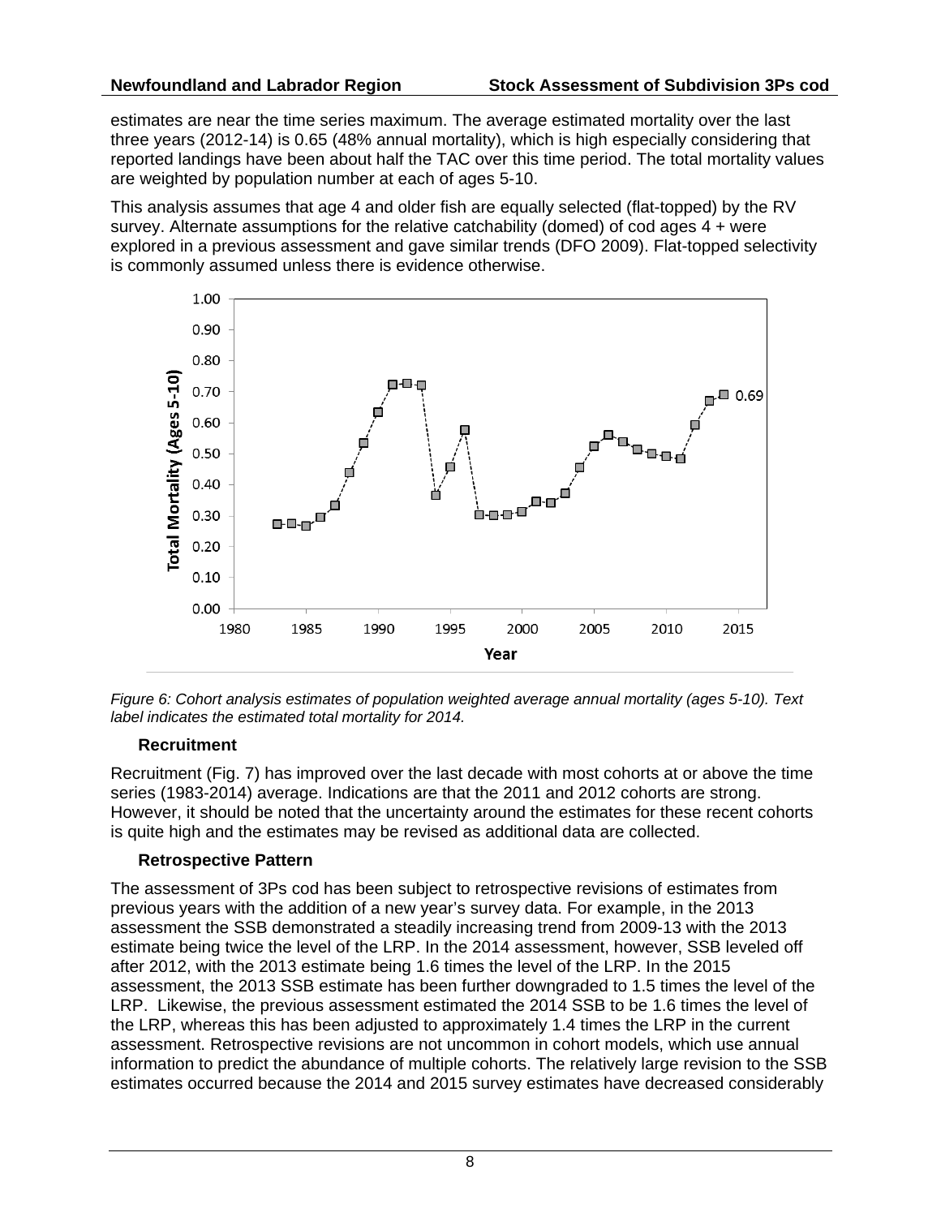estimates are near the time series maximum. The average estimated mortality over the last three years (2012-14) is 0.65 (48% annual mortality), which is high especially considering that reported landings have been about half the TAC over this time period. The total mortality values are weighted by population number at each of ages 5-10.

This analysis assumes that age 4 and older fish are equally selected (flat-topped) by the RV survey. Alternate assumptions for the relative catchability (domed) of cod ages 4 + were explored in a previous assessment and gave similar trends (DFO 2009). Flat-topped selectivity is commonly assumed unless there is evidence otherwise.

*Figure 6: Cohort analysis estimates of population weighted average annual mortality (ages 5-10). Text label indicates the estimated total mortality for 2014.*

### Recruitment

Recruitment (Fig. 7) has improved over the last decade with most cohorts at or above the time series (1983-2014) average. Indications are that the 2011 and 2012 cohorts are strong. However, it should be noted that the uncertainty around the estimates for these recent cohorts is quite high and the estimates may be revised as additional data are collected.

### Retrospective Pattern

The assessment of 3Ps cod has been subject to retrospective revisions of estimates from previous years with the addition of a new year's survey data. For example, in the 2013 assessment the SSB demonstrated a steadily increasing trend from 2009-13 with the 2013 estimate being twice the level of the LRP. In the 2014 assessment, however, SSB leveled off after 2012, with the 2013 estimate being 1.6 times the level of the LRP. In the 2015 assessment, the 2013 SSB estimate has been further downgraded to 1.5 times the level of the LRP. Likewise, the previous assessment estimated the 2014 SSB to be 1.6 times the level of the LRP, whereas this has been adjusted to approximately 1.4 times the LRP in the current assessment. Retrospective revisions are not uncommon in cohort models, which use annual information to predict the abundance of multiple cohorts. The relatively large revision to the SSB estimates occurred because the 2014 and 2015 survey estimates have decreased considerably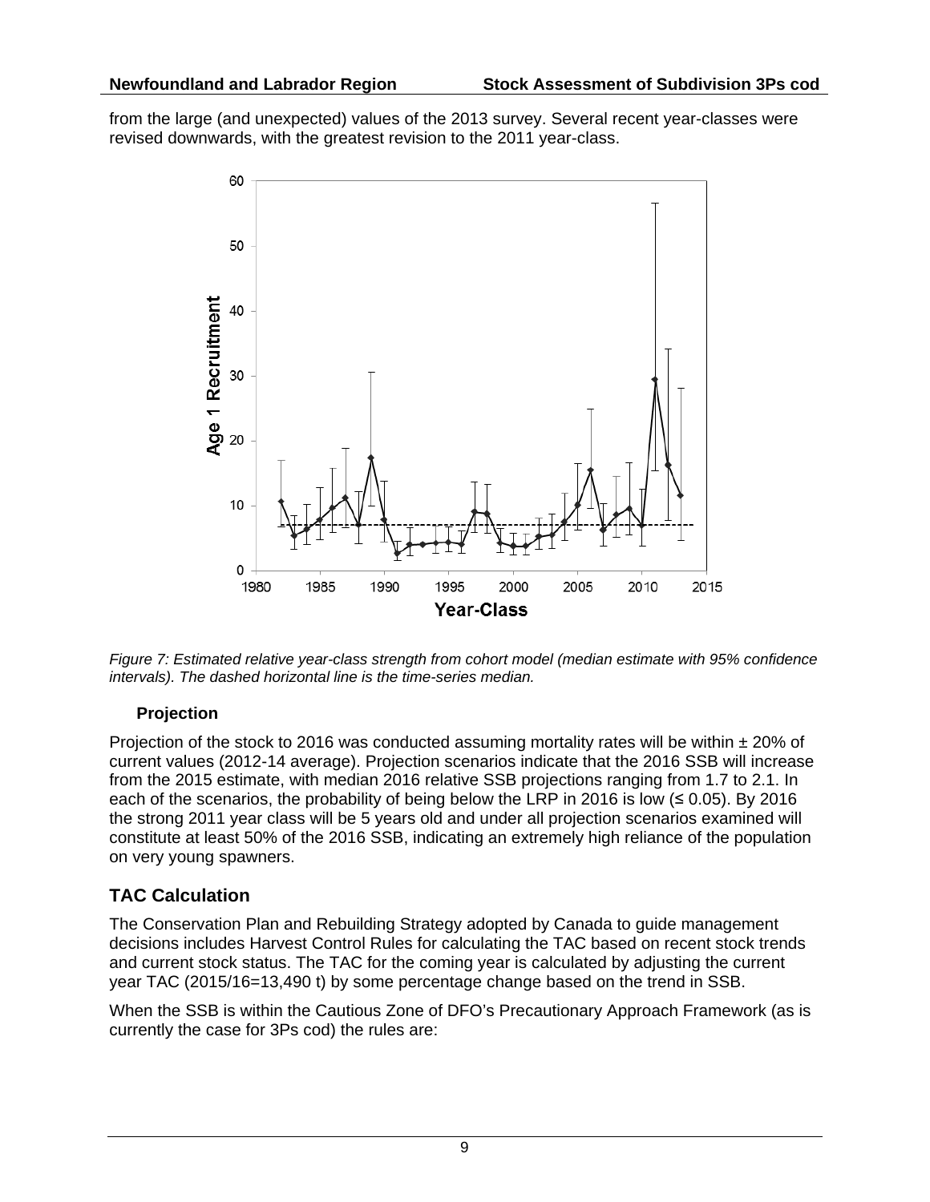from the large (and unexpected) values of the 2013 survey. Several recent year-classes were revised downwards, with the greatest revision to the 2011 year-class.

*Figure 7: Estimated relative year-class strength from cohort model (median estimate with 95% confidence intervals). The dashed horizontal line is the time-series median.*

### Projection

Projection of the stock to 2016 was conducted assuming mortality rates will be within ± 20% of current values (2012-14 average). Projection scenarios indicate that the 2016 SSB will increase from the 2015 estimate, with median 2016 relative SSB projections ranging from 1.7 to 2.1. In each of the scenarios, the probability of being below the LRP in 2016 is low (≤ 0.05). By 2016 the strong 2011 year class will be 5 years old and under all projection scenarios examined will constitute at least 50% of the 2016 SSB, indicating an extremely high reliance of the population on very young spawners.

## TAC Calculation

The Conservation Plan and Rebuilding Strategy adopted by Canada to guide management decisions includes Harvest Control Rules for calculating the TAC based on recent stock trends and current stock status. The TAC for the coming year is calculated by adjusting the current year TAC (2015/16=13,490 t) by some percentage change based on the trend in SSB.

When the SSB is within the Cautious Zone of DFO's Precautionary Approach Framework (as is currently the case for 3Ps cod) the rules are: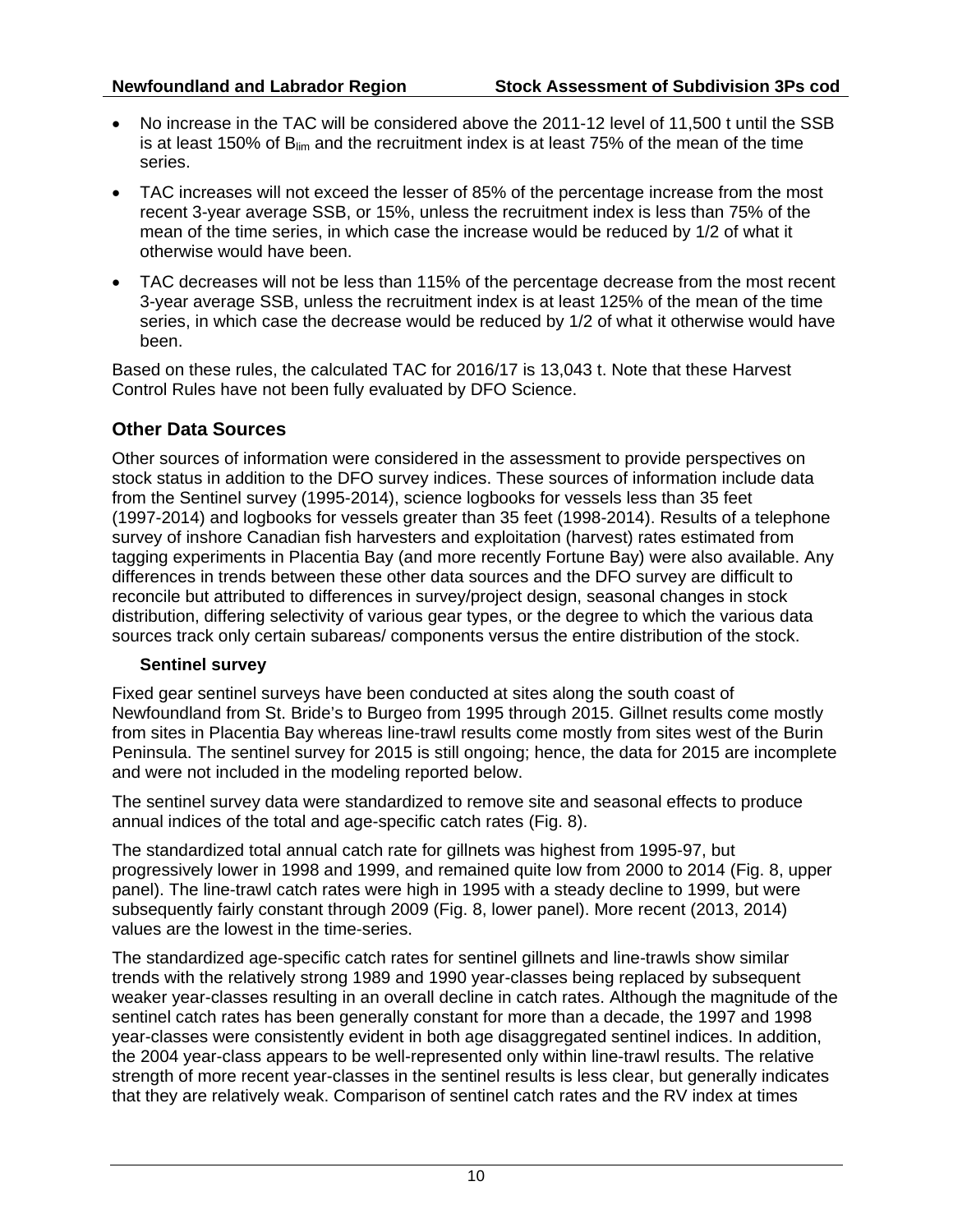- No increase in the TAC will be considered above the 2011-12 level of 11,500 t until the SSB is at least 150% of $B_{lim}$ and the recruitment index is at least 75% of the mean of the time series.
- TAC increases will not exceed the lesser of 85% of the percentage increase from the most recent 3-year average SSB, or 15%, unless the recruitment index is less than 75% of the mean of the time series, in which case the increase would be reduced by 1/2 of what it otherwise would have been.
- TAC decreases will not be less than 115% of the percentage decrease from the most recent 3-year average SSB, unless the recruitment index is at least 125% of the mean of the time series, in which case the decrease would be reduced by 1/2 of what it otherwise would have been.

Based on these rules, the calculated TAC for 2016/17 is 13,043 t. Note that these Harvest Control Rules have not been fully evaluated by DFO Science.

## Other Data Sources

Other sources of information were considered in the assessment to provide perspectives on stock status in addition to the DFO survey indices. These sources of information include data from the Sentinel survey (1995-2014), science logbooks for vessels less than 35 feet (1997-2014) and logbooks for vessels greater than 35 feet (1998-2014). Results of a telephone survey of inshore Canadian fish harvesters and exploitation (harvest) rates estimated from tagging experiments in Placentia Bay (and more recently Fortune Bay) were also available. Any differences in trends between these other data sources and the DFO survey are difficult to reconcile but attributed to differences in survey/project design, seasonal changes in stock distribution, differing selectivity of various gear types, or the degree to which the various data sources track only certain subareas/ components versus the entire distribution of the stock.

### Sentinel survey

Fixed gear sentinel surveys have been conducted at sites along the south coast of Newfoundland from St. Bride's to Burgeo from 1995 through 2015. Gillnet results come mostly from sites in Placentia Bay whereas line-trawl results come mostly from sites west of the Burin Peninsula. The sentinel survey for 2015 is still ongoing; hence, the data for 2015 are incomplete and were not included in the modeling reported below.

The sentinel survey data were standardized to remove site and seasonal effects to produce annual indices of the total and age-specific catch rates (Fig. 8).

The standardized total annual catch rate for gillnets was highest from 1995-97, but progressively lower in 1998 and 1999, and remained quite low from 2000 to 2014 (Fig. 8, upper panel). The line-trawl catch rates were high in 1995 with a steady decline to 1999, but were subsequently fairly constant through 2009 (Fig. 8, lower panel). More recent (2013, 2014) values are the lowest in the time-series.

The standardized age-specific catch rates for sentinel gillnets and line-trawls show similar trends with the relatively strong 1989 and 1990 year-classes being replaced by subsequent weaker year-classes resulting in an overall decline in catch rates. Although the magnitude of the sentinel catch rates has been generally constant for more than a decade, the 1997 and 1998 year-classes were consistently evident in both age disaggregated sentinel indices. In addition, the 2004 year-class appears to be well-represented only within line-trawl results. The relative strength of more recent year-classes in the sentinel results is less clear, but generally indicates that they are relatively weak. Comparison of sentinel catch rates and the RV index at times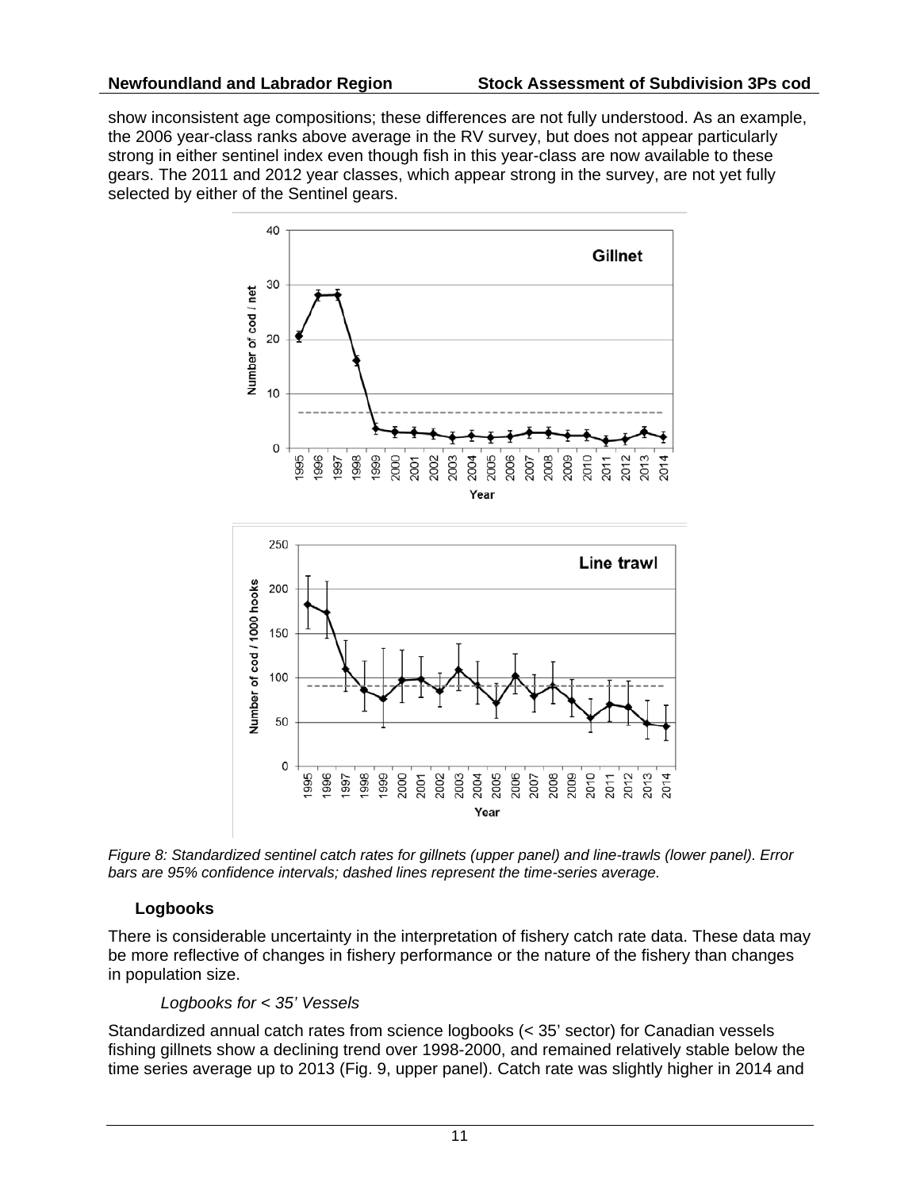show inconsistent age compositions; these differences are not fully understood. As an example, the 2006 year-class ranks above average in the RV survey, but does not appear particularly strong in either sentinel index even though fish in this year-class are now available to these gears. The 2011 and 2012 year classes, which appear strong in the survey, are not yet fully selected by either of the Sentinel gears.

*Figure 8: Standardized sentinel catch rates for gillnets (upper panel) and line-trawls (lower panel). Error bars are 95% confidence intervals; dashed lines represent the time-series average.*

### Logbooks

There is considerable uncertainty in the interpretation of fishery catch rate data. These data may be more reflective of changes in fishery performance or the nature of the fishery than changes in population size.

#### *Logbooks for < 35' Vessels*

Standardized annual catch rates from science logbooks (< 35' sector) for Canadian vessels fishing gillnets show a declining trend over 1998-2000, and remained relatively stable below the time series average up to 2013 (Fig. 9, upper panel). Catch rate was slightly higher in 2014 and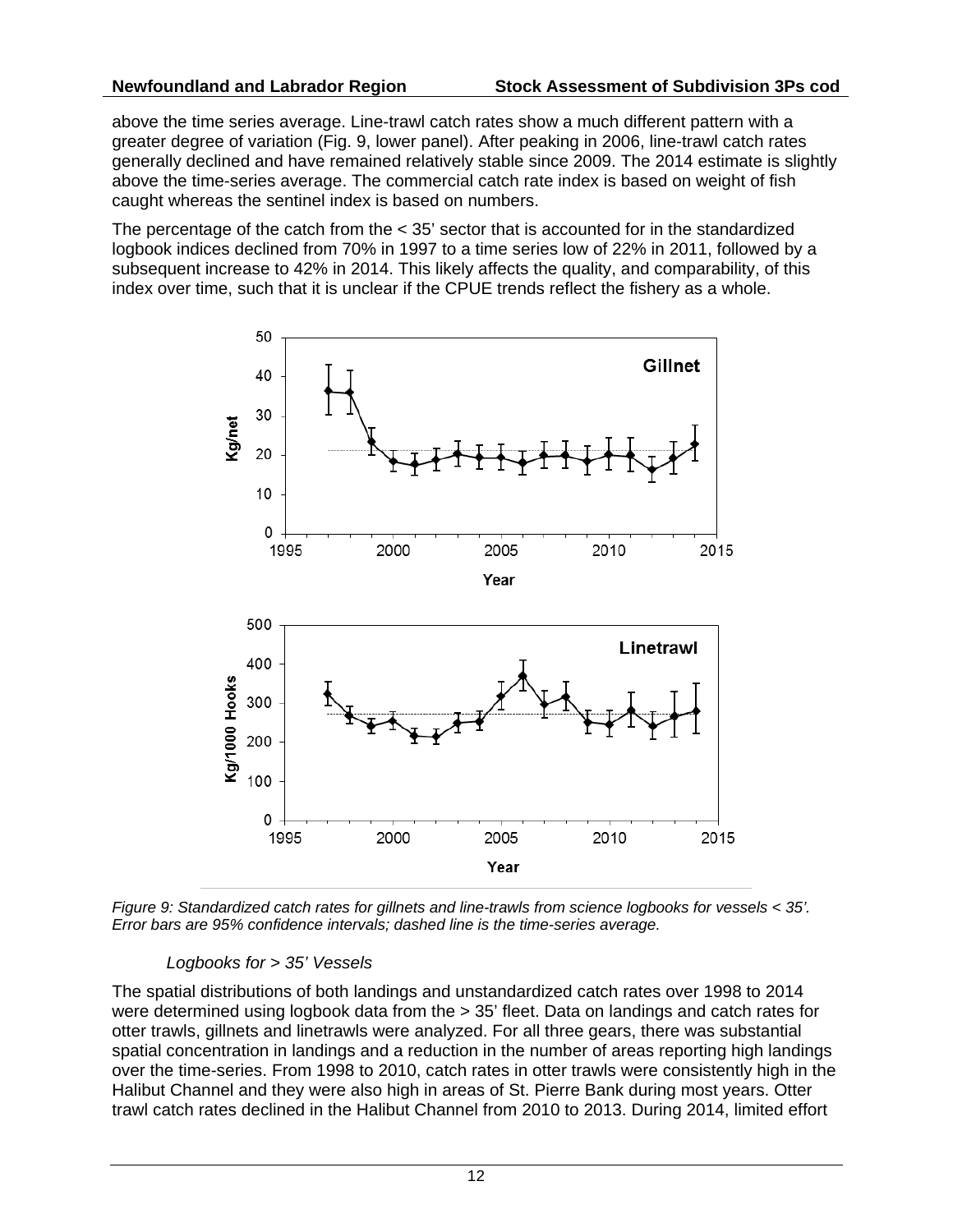above the time series average. Line-trawl catch rates show a much different pattern with a greater degree of variation (Fig. 9, lower panel). After peaking in 2006, line-trawl catch rates generally declined and have remained relatively stable since 2009. The 2014 estimate is slightly above the time-series average. The commercial catch rate index is based on weight of fish caught whereas the sentinel index is based on numbers.

The percentage of the catch from the < 35’ sector that is accounted for in the standardized logbook indices declined from 70% in 1997 to a time series low of 22% in 2011, followed by a subsequent increase to 42% in 2014. This likely affects the quality, and comparability, of this index over time, such that it is unclear if the CPUE trends reflect the fishery as a whole.

*Figure 9: Standardized catch rates for gillnets and line-trawls from science logbooks for vessels < 35’. Error bars are 95% confidence intervals; dashed line is the time-series average.*

### *Logbooks for > 35’ Vessels*

The spatial distributions of both landings and unstandardized catch rates over 1998 to 2014 were determined using logbook data from the > 35’ fleet. Data on landings and catch rates for otter trawls, gillnets and linetrawls were analyzed. For all three gears, there was substantial spatial concentration in landings and a reduction in the number of areas reporting high landings over the time-series. From 1998 to 2010, catch rates in otter trawls were consistently high in the Halibut Channel and they were also high in areas of St. Pierre Bank during most years. Otter trawl catch rates declined in the Halibut Channel from 2010 to 2013. During 2014, limited effort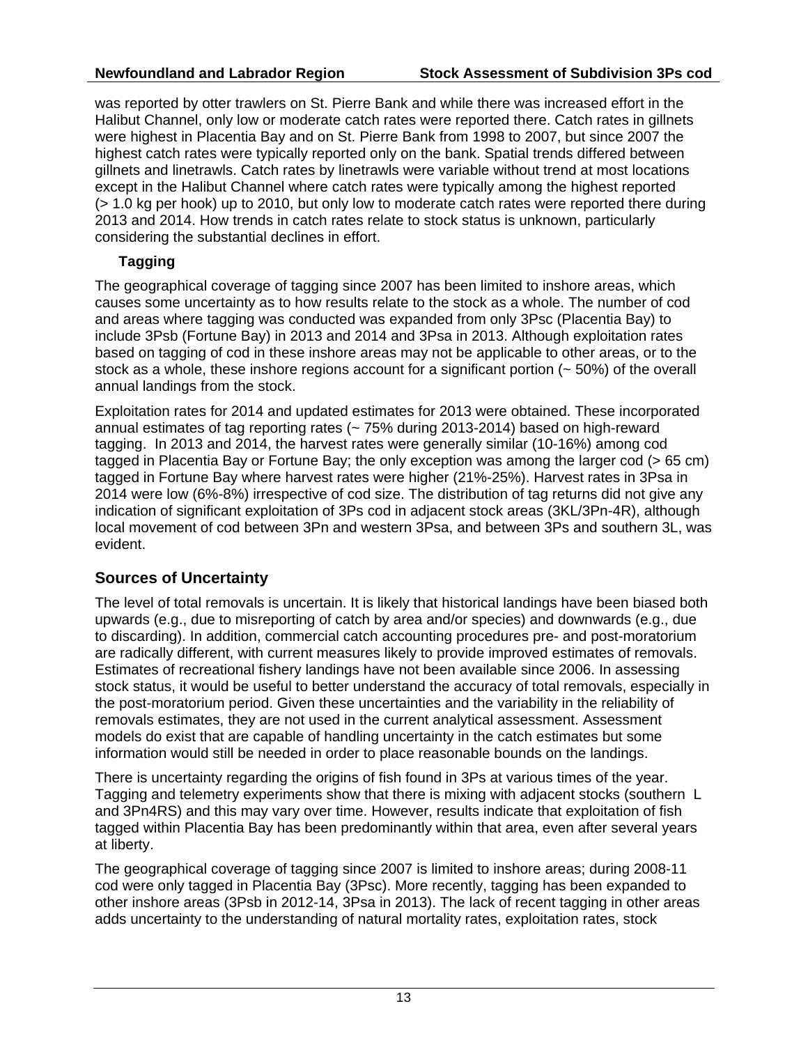was reported by otter trawlers on St. Pierre Bank and while there was increased effort in the Halibut Channel, only low or moderate catch rates were reported there. Catch rates in gillnets were highest in Placentia Bay and on St. Pierre Bank from 1998 to 2007, but since 2007 the highest catch rates were typically reported only on the bank. Spatial trends differed between gillnets and linetrawls. Catch rates by linetrawls were variable without trend at most locations except in the Halibut Channel where catch rates were typically among the highest reported (> 1.0 kg per hook) up to 2010, but only low to moderate catch rates were reported there during 2013 and 2014. How trends in catch rates relate to stock status is unknown, particularly considering the substantial declines in effort.

### Tagging

The geographical coverage of tagging since 2007 has been limited to inshore areas, which causes some uncertainty as to how results relate to the stock as a whole. The number of cod and areas where tagging was conducted was expanded from only 3Psc (Placentia Bay) to include 3Psb (Fortune Bay) in 2013 and 2014 and 3Psa in 2013. Although exploitation rates based on tagging of cod in these inshore areas may not be applicable to other areas, or to the stock as a whole, these inshore regions account for a significant portion (~ 50%) of the overall annual landings from the stock.

Exploitation rates for 2014 and updated estimates for 2013 were obtained. These incorporated annual estimates of tag reporting rates (~ 75% during 2013-2014) based on high-reward tagging. In 2013 and 2014, the harvest rates were generally similar (10-16%) among cod tagged in Placentia Bay or Fortune Bay; the only exception was among the larger cod (> 65 cm) tagged in Fortune Bay where harvest rates were higher (21%-25%). Harvest rates in 3Psa in 2014 were low (6%-8%) irrespective of cod size. The distribution of tag returns did not give any indication of significant exploitation of 3Ps cod in adjacent stock areas (3KL/3Pn-4R), although local movement of cod between 3Pn and western 3Psa, and between 3Ps and southern 3L, was evident.

## Sources of Uncertainty

The level of total removals is uncertain. It is likely that historical landings have been biased both upwards (e.g., due to misreporting of catch by area and/or species) and downwards (e.g., due to discarding). In addition, commercial catch accounting procedures pre- and post-moratorium are radically different, with current measures likely to provide improved estimates of removals. Estimates of recreational fishery landings have not been available since 2006. In assessing stock status, it would be useful to better understand the accuracy of total removals, especially in the post-moratorium period. Given these uncertainties and the variability in the reliability of removals estimates, they are not used in the current analytical assessment. Assessment models do exist that are capable of handling uncertainty in the catch estimates but some information would still be needed in order to place reasonable bounds on the landings.

There is uncertainty regarding the origins of fish found in 3Ps at various times of the year. Tagging and telemetry experiments show that there is mixing with adjacent stocks (southern L and 3Pn4RS) and this may vary over time. However, results indicate that exploitation of fish tagged within Placentia Bay has been predominantly within that area, even after several years at liberty.

The geographical coverage of tagging since 2007 is limited to inshore areas; during 2008-11 cod were only tagged in Placentia Bay (3Psc). More recently, tagging has been expanded to other inshore areas (3Psb in 2012-14, 3Psa in 2013). The lack of recent tagging in other areas adds uncertainty to the understanding of natural mortality rates, exploitation rates, stock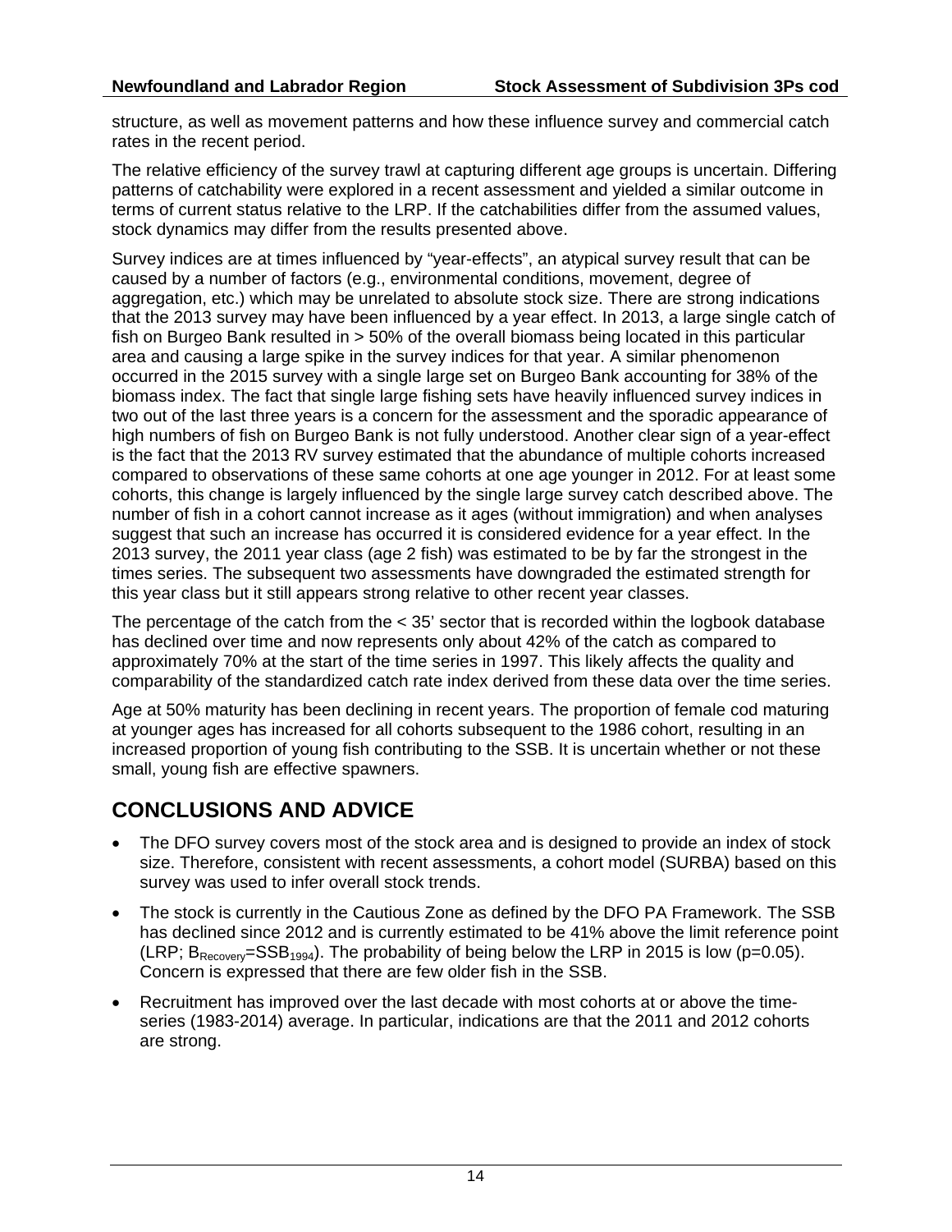structure, as well as movement patterns and how these influence survey and commercial catch rates in the recent period.

The relative efficiency of the survey trawl at capturing different age groups is uncertain. Differing patterns of catchability were explored in a recent assessment and yielded a similar outcome in terms of current status relative to the LRP. If the catchabilities differ from the assumed values, stock dynamics may differ from the results presented above.

Survey indices are at times influenced by “year-effects”, an atypical survey result that can be caused by a number of factors (e.g., environmental conditions, movement, degree of aggregation, etc.) which may be unrelated to absolute stock size. There are strong indications that the 2013 survey may have been influenced by a year effect. In 2013, a large single catch of fish on Burgeo Bank resulted in > 50% of the overall biomass being located in this particular area and causing a large spike in the survey indices for that year. A similar phenomenon occurred in the 2015 survey with a single large set on Burgeo Bank accounting for 38% of the biomass index. The fact that single large fishing sets have heavily influenced survey indices in two out of the last three years is a concern for the assessment and the sporadic appearance of high numbers of fish on Burgeo Bank is not fully understood. Another clear sign of a year-effect is the fact that the 2013 RV survey estimated that the abundance of multiple cohorts increased compared to observations of these same cohorts at one age younger in 2012. For at least some cohorts, this change is largely influenced by the single large survey catch described above. The number of fish in a cohort cannot increase as it ages (without immigration) and when analyses suggest that such an increase has occurred it is considered evidence for a year effect. In the 2013 survey, the 2011 year class (age 2 fish) was estimated to be by far the strongest in the times series. The subsequent two assessments have downgraded the estimated strength for this year class but it still appears strong relative to other recent year classes.

The percentage of the catch from the < 35’ sector that is recorded within the logbook database has declined over time and now represents only about 42% of the catch as compared to approximately 70% at the start of the time series in 1997. This likely affects the quality and comparability of the standardized catch rate index derived from these data over the time series.

Age at 50% maturity has been declining in recent years. The proportion of female cod maturing at younger ages has increased for all cohorts subsequent to the 1986 cohort, resulting in an increased proportion of young fish contributing to the SSB. It is uncertain whether or not these small, young fish are effective spawners.

## CONCLUSIONS AND ADVICE

- The DFO survey covers most of the stock area and is designed to provide an index of stock size. Therefore, consistent with recent assessments, a cohort model (SURBA) based on this survey was used to infer overall stock trends.
- The stock is currently in the Cautious Zone as defined by the DFO PA Framework. The SSB has declined since 2012 and is currently estimated to be 41% above the limit reference point (LRP; $B_{Recovery}=SSB_{1994}$). The probability of being below the LRP in 2015 is low ($p=0.05$). Concern is expressed that there are few older fish in the SSB.
- Recruitment has improved over the last decade with most cohorts at or above the time-series (1983-2014) average. In particular, indications are that the 2011 and 2012 cohorts are strong.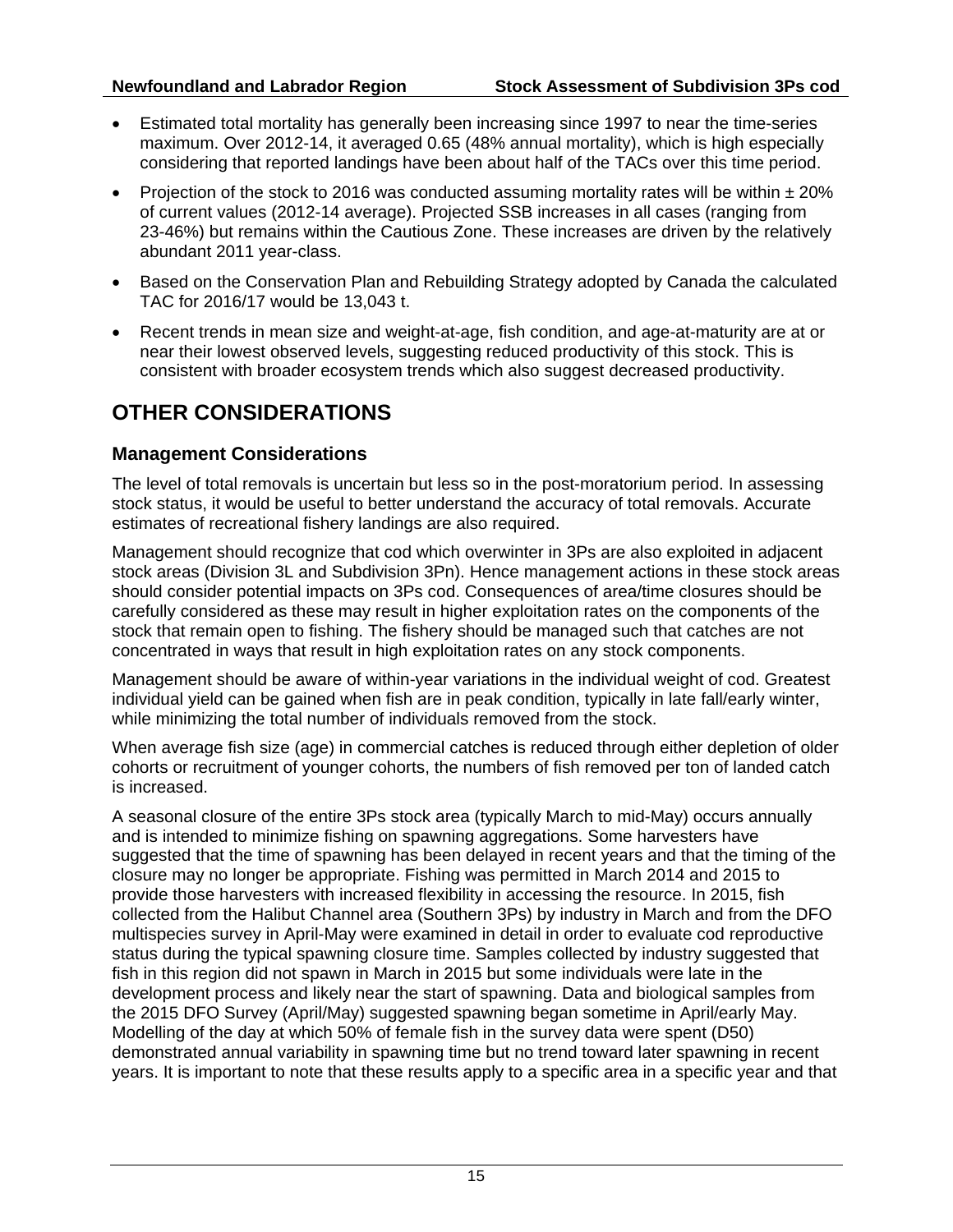- Estimated total mortality has generally been increasing since 1997 to near the time-series maximum. Over 2012-14, it averaged 0.65 (48% annual mortality), which is high especially considering that reported landings have been about half of the TACs over this time period.
- Projection of the stock to 2016 was conducted assuming mortality rates will be within ± 20% of current values (2012-14 average). Projected SSB increases in all cases (ranging from 23-46%) but remains within the Cautious Zone. These increases are driven by the relatively abundant 2011 year-class.
- Based on the Conservation Plan and Rebuilding Strategy adopted by Canada the calculated TAC for 2016/17 would be 13,043 t.
- Recent trends in mean size and weight-at-age, fish condition, and age-at-maturity are at or near their lowest observed levels, suggesting reduced productivity of this stock. This is consistent with broader ecosystem trends which also suggest decreased productivity.

# OTHER CONSIDERATIONS

## Management Considerations

The level of total removals is uncertain but less so in the post-moratorium period. In assessing stock status, it would be useful to better understand the accuracy of total removals. Accurate estimates of recreational fishery landings are also required.

Management should recognize that cod which overwinter in 3Ps are also exploited in adjacent stock areas (Division 3L and Subdivision 3Pn). Hence management actions in these stock areas should consider potential impacts on 3Ps cod. Consequences of area/time closures should be carefully considered as these may result in higher exploitation rates on the components of the stock that remain open to fishing. The fishery should be managed such that catches are not concentrated in ways that result in high exploitation rates on any stock components.

Management should be aware of within-year variations in the individual weight of cod. Greatest individual yield can be gained when fish are in peak condition, typically in late fall/early winter, while minimizing the total number of individuals removed from the stock.

When average fish size (age) in commercial catches is reduced through either depletion of older cohorts or recruitment of younger cohorts, the numbers of fish removed per ton of landed catch is increased.

A seasonal closure of the entire 3Ps stock area (typically March to mid-May) occurs annually and is intended to minimize fishing on spawning aggregations. Some harvesters have suggested that the time of spawning has been delayed in recent years and that the timing of the closure may no longer be appropriate. Fishing was permitted in March 2014 and 2015 to provide those harvesters with increased flexibility in accessing the resource. In 2015, fish collected from the Halibut Channel area (Southern 3Ps) by industry in March and from the DFO multispecies survey in April-May were examined in detail in order to evaluate cod reproductive status during the typical spawning closure time. Samples collected by industry suggested that fish in this region did not spawn in March in 2015 but some individuals were late in the development process and likely near the start of spawning. Data and biological samples from the 2015 DFO Survey (April/May) suggested spawning began sometime in April/early May. Modelling of the day at which 50% of female fish in the survey data were spent (D50) demonstrated annual variability in spawning time but no trend toward later spawning in recent years. It is important to note that these results apply to a specific area in a specific year and that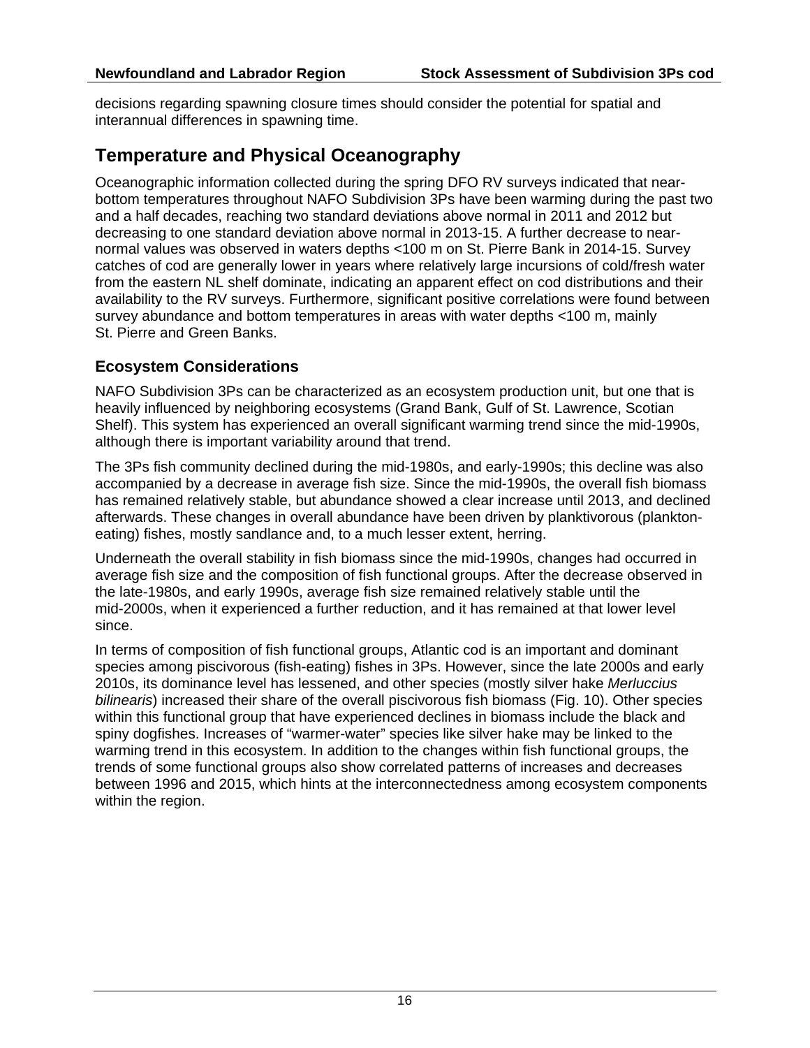decisions regarding spawning closure times should consider the potential for spatial and interannual differences in spawning time.

## Temperature and Physical Oceanography

Oceanographic information collected during the spring DFO RV surveys indicated that near-bottom temperatures throughout NAFO Subdivision 3Ps have been warming during the past two and a half decades, reaching two standard deviations above normal in 2011 and 2012 but decreasing to one standard deviation above normal in 2013-15. A further decrease to near-normal values was observed in waters depths <100 m on St. Pierre Bank in 2014-15. Survey catches of cod are generally lower in years where relatively large incursions of cold/fresh water from the eastern NL shelf dominate, indicating an apparent effect on cod distributions and their availability to the RV surveys. Furthermore, significant positive correlations were found between survey abundance and bottom temperatures in areas with water depths <100 m, mainly St. Pierre and Green Banks.

### Ecosystem Considerations

NAFO Subdivision 3Ps can be characterized as an ecosystem production unit, but one that is heavily influenced by neighboring ecosystems (Grand Bank, Gulf of St. Lawrence, Scotian Shelf). This system has experienced an overall significant warming trend since the mid-1990s, although there is important variability around that trend.

The 3Ps fish community declined during the mid-1980s, and early-1990s; this decline was also accompanied by a decrease in average fish size. Since the mid-1990s, the overall fish biomass has remained relatively stable, but abundance showed a clear increase until 2013, and declined afterwards. These changes in overall abundance have been driven by planktivorous (plankton-eating) fishes, mostly sandlance and, to a much lesser extent, herring.

Underneath the overall stability in fish biomass since the mid-1990s, changes had occurred in average fish size and the composition of fish functional groups. After the decrease observed in the late-1980s, and early 1990s, average fish size remained relatively stable until the mid-2000s, when it experienced a further reduction, and it has remained at that lower level since.

In terms of composition of fish functional groups, Atlantic cod is an important and dominant species among piscivorous (fish-eating) fishes in 3Ps. However, since the late 2000s and early 2010s, its dominance level has lessened, and other species (mostly silver hake *Merluccius bilinearis*) increased their share of the overall piscivorous fish biomass (Fig. 10). Other species within this functional group that have experienced declines in biomass include the black and spiny dogfishes. Increases of "warmer-water" species like silver hake may be linked to the warming trend in this ecosystem. In addition to the changes within fish functional groups, the trends of some functional groups also show correlated patterns of increases and decreases between 1996 and 2015, which hints at the interconnectedness among ecosystem components within the region.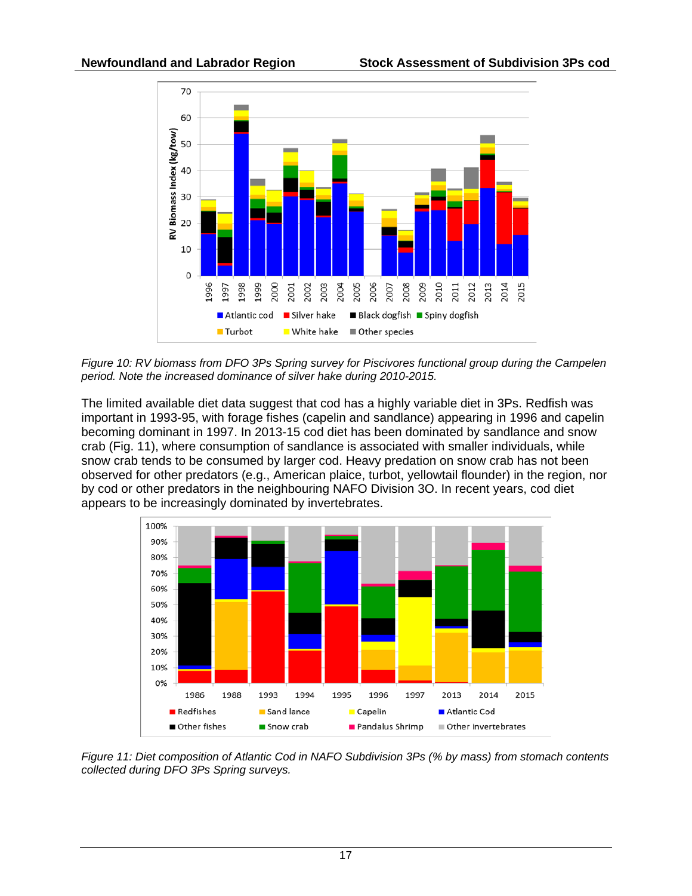*Figure 10: RV biomass from DFO 3Ps Spring survey for Piscivores functional group during the Campelen period. Note the increased dominance of silver hake during 2010-2015.*

The limited available diet data suggest that cod has a highly variable diet in 3Ps. Redfish was important in 1993-95, with forage fishes (capelin and sandlance) appearing in 1996 and capelin becoming dominant in 1997. In 2013-15 cod diet has been dominated by sandlance and snow crab (Fig. 11), where consumption of sandlance is associated with smaller individuals, while snow crab tends to be consumed by larger cod. Heavy predation on snow crab has not been observed for other predators (e.g., American plaice, turbot, yellowtail flounder) in the region, nor by cod or other predators in the neighbouring NAFO Division 3O. In recent years, cod diet appears to be increasingly dominated by invertebrates.

*Figure 11: Diet composition of Atlantic Cod in NAFO Subdivision 3Ps (% by mass) from stomach contents collected during DFO 3Ps Spring surveys.*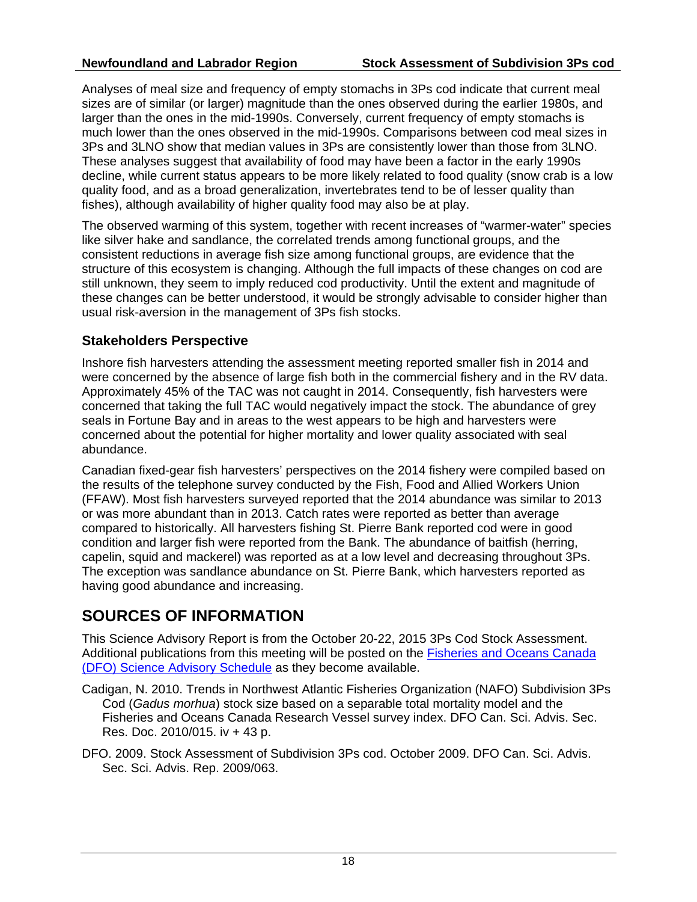Analyses of meal size and frequency of empty stomachs in 3Ps cod indicate that current meal sizes are of similar (or larger) magnitude than the ones observed during the earlier 1980s, and larger than the ones in the mid-1990s. Conversely, current frequency of empty stomachs is much lower than the ones observed in the mid-1990s. Comparisons between cod meal sizes in 3Ps and 3LNO show that median values in 3Ps are consistently lower than those from 3LNO. These analyses suggest that availability of food may have been a factor in the early 1990s decline, while current status appears to be more likely related to food quality (snow crab is a low quality food, and as a broad generalization, invertebrates tend to be of lesser quality than fishes), although availability of higher quality food may also be at play.

The observed warming of this system, together with recent increases of "warmer-water" species like silver hake and sandlance, the correlated trends among functional groups, and the consistent reductions in average fish size among functional groups, are evidence that the structure of this ecosystem is changing. Although the full impacts of these changes on cod are still unknown, they seem to imply reduced cod productivity. Until the extent and magnitude of these changes can be better understood, it would be strongly advisable to consider higher than usual risk-aversion in the management of 3Ps fish stocks.

### Stakeholders Perspective

Inshore fish harvesters attending the assessment meeting reported smaller fish in 2014 and were concerned by the absence of large fish both in the commercial fishery and in the RV data. Approximately 45% of the TAC was not caught in 2014. Consequently, fish harvesters were concerned that taking the full TAC would negatively impact the stock. The abundance of grey seals in Fortune Bay and in areas to the west appears to be high and harvesters were concerned about the potential for higher mortality and lower quality associated with seal abundance.

Canadian fixed-gear fish harvesters' perspectives on the 2014 fishery were compiled based on the results of the telephone survey conducted by the Fish, Food and Allied Workers Union (FFAW). Most fish harvesters surveyed reported that the 2014 abundance was similar to 2013 or was more abundant than in 2013. Catch rates were reported as better than average compared to historically. All harvesters fishing St. Pierre Bank reported cod were in good condition and larger fish were reported from the Bank. The abundance of baitfish (herring, capelin, squid and mackerel) was reported as at a low level and decreasing throughout 3Ps. The exception was sandlance abundance on St. Pierre Bank, which harvesters reported as having good abundance and increasing.

## SOURCES OF INFORMATION

This Science Advisory Report is from the October 20-22, 2015 3Ps Cod Stock Assessment. Additional publications from this meeting will be posted on the Fisheries and Oceans Canada (DFO) Science Advisory Schedule as they become available.

Cadigan, N. 2010. Trends in Northwest Atlantic Fisheries Organization (NAFO) Subdivision 3Ps Cod (*Gadus morhua*) stock size based on a separable total mortality model and the Fisheries and Oceans Canada Research Vessel survey index. DFO Can. Sci. Advis. Sec. Res. Doc. 2010/015. iv + 43 p.

DFO. 2009. Stock Assessment of Subdivision 3Ps cod. October 2009. DFO Can. Sci. Advis. Sec. Sci. Advis. Rep. 2009/063.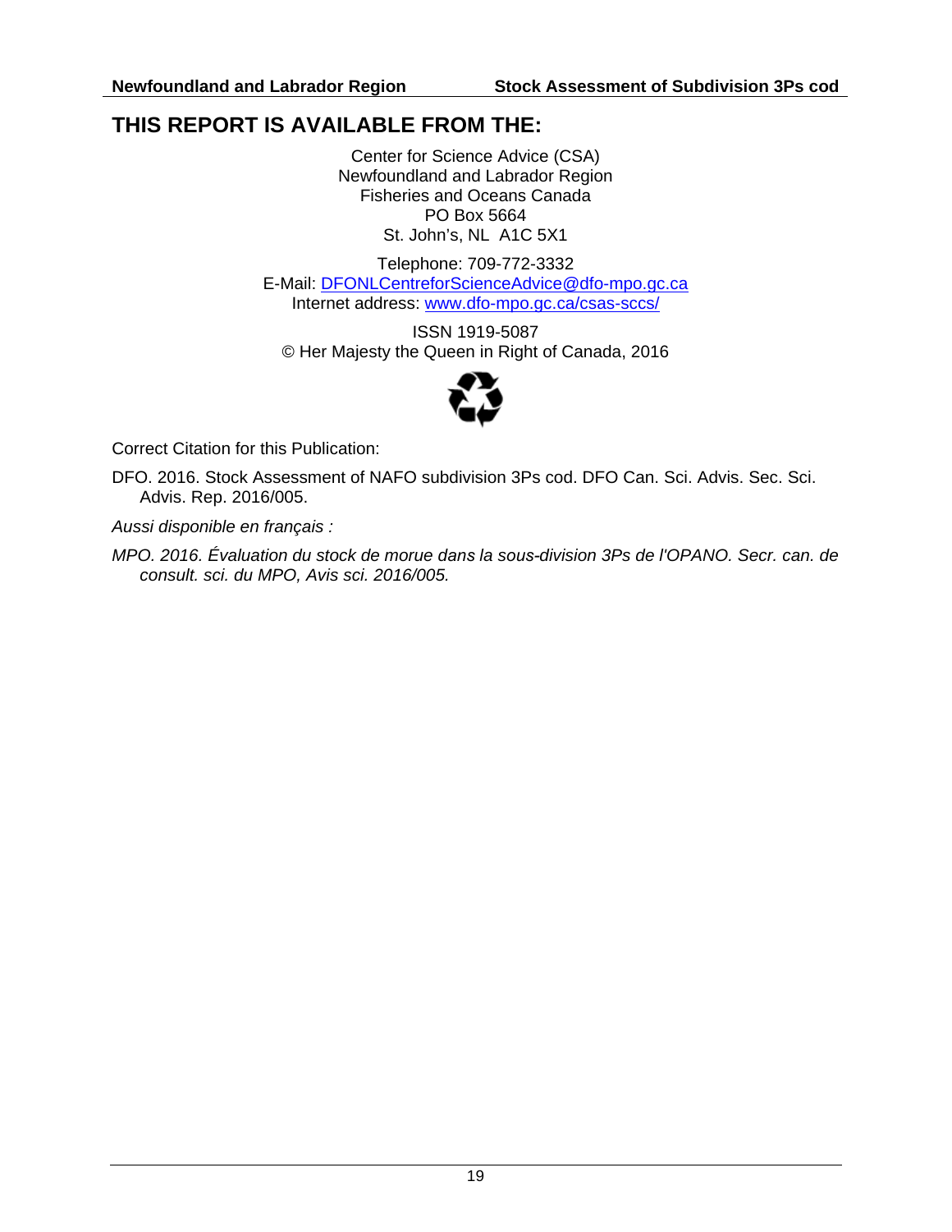## THIS REPORT IS AVAILABLE FROM THE:

Center for Science Advice (CSA)
Newfoundland and Labrador Region
Fisheries and Oceans Canada
PO Box 5664
St. John's, NL A1C 5X1

Telephone: 709-772-3332
E-Mail: DFONLCentreforScienceAdvice@dfo-mpo.gc.ca
Internet address: www.dfo-mpo.gc.ca/csas-sccs/

ISSN 1919-5087
© Her Majesty the Queen in Right of Canada, 2016

Correct Citation for this Publication:

DFO. 2016. Stock Assessment of NAFO subdivision 3Ps cod. DFO Can. Sci. Advis. Sec. Sci. Advis. Rep. 2016/005.

*Aussi disponible en français :*

*MPO. 2016. Évaluation du stock de morue dans la sous-division 3Ps de l'OPANO. Secr. can. de consult. sci. du MPO, Avis sci. 2016/005.*